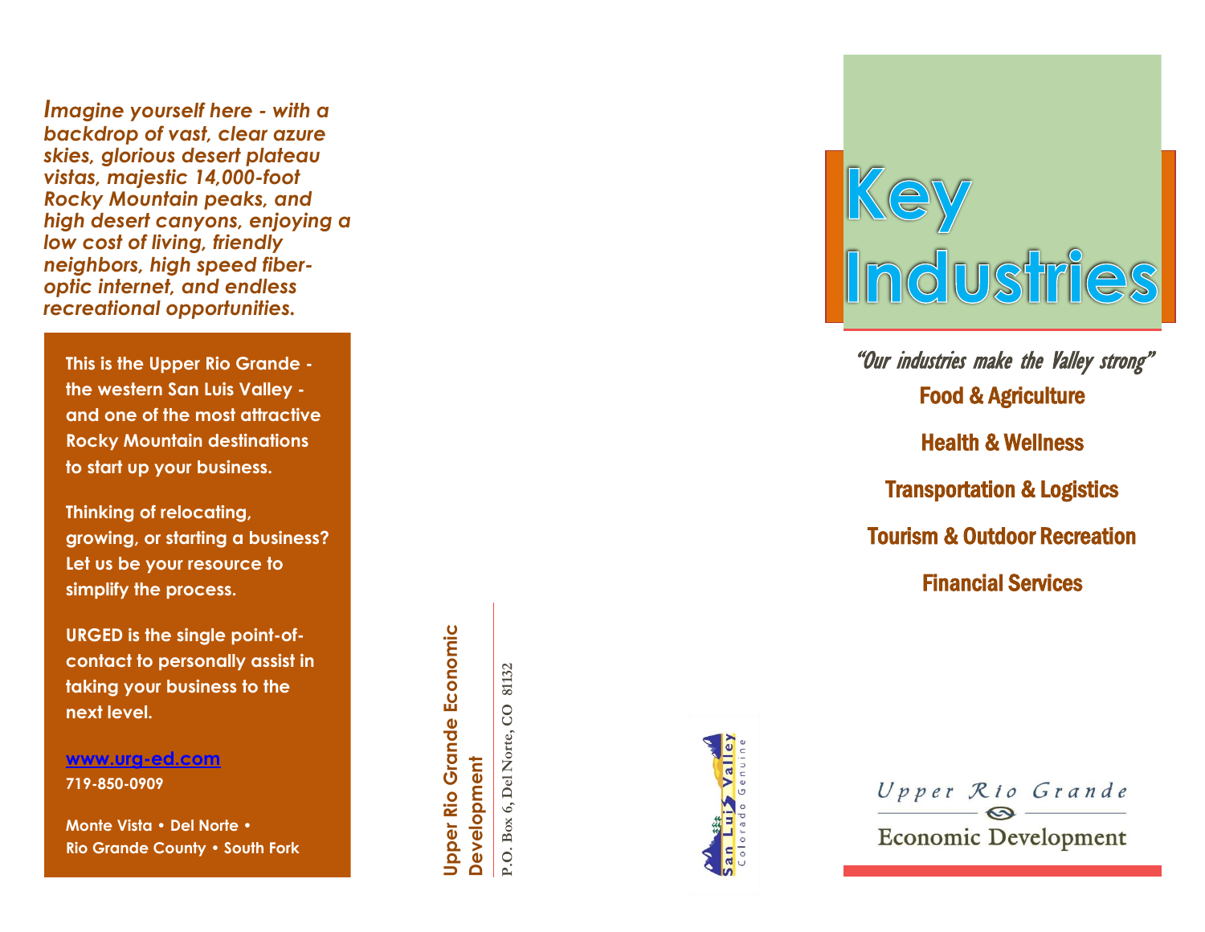*Imagine yourself here - with a backdrop of vast, clear azure skies, glorious desert plateau vistas, majestic 14,000-foot Rocky Mountain peaks, and high desert canyons, enjoying a low cost of living, friendly neighbors, high speed fiber-optic internet, and endless recreational opportunities.*

**This is the Upper Rio Grande - the western San Luis Valley - and one of the most attractive Rocky Mountain destinations to start up your business.**

**Thinking of relocating, growing, or starting a business? Let us be your resource to simplify the process.**

**URGED is the single point-of-contact to personally assist in taking your business to the next level.**

**www.urg-ed.com**
**719-850-0909**

**Monte Vista • Del Norte • Rio Grande County • South Fork**

**Upper Rio Grande Economic Development**

P.O. Box 6, Del Norte, CO 81132

San Luis Valley
Colorado Genuine

# Key Industries

*"Our industries make the Valley strong"*

**Food & Agriculture**

**Health & Wellness**

**Transportation & Logistics**

**Tourism & Outdoor Recreation**

**Financial Services**

Upper Rio Grande
Economic Development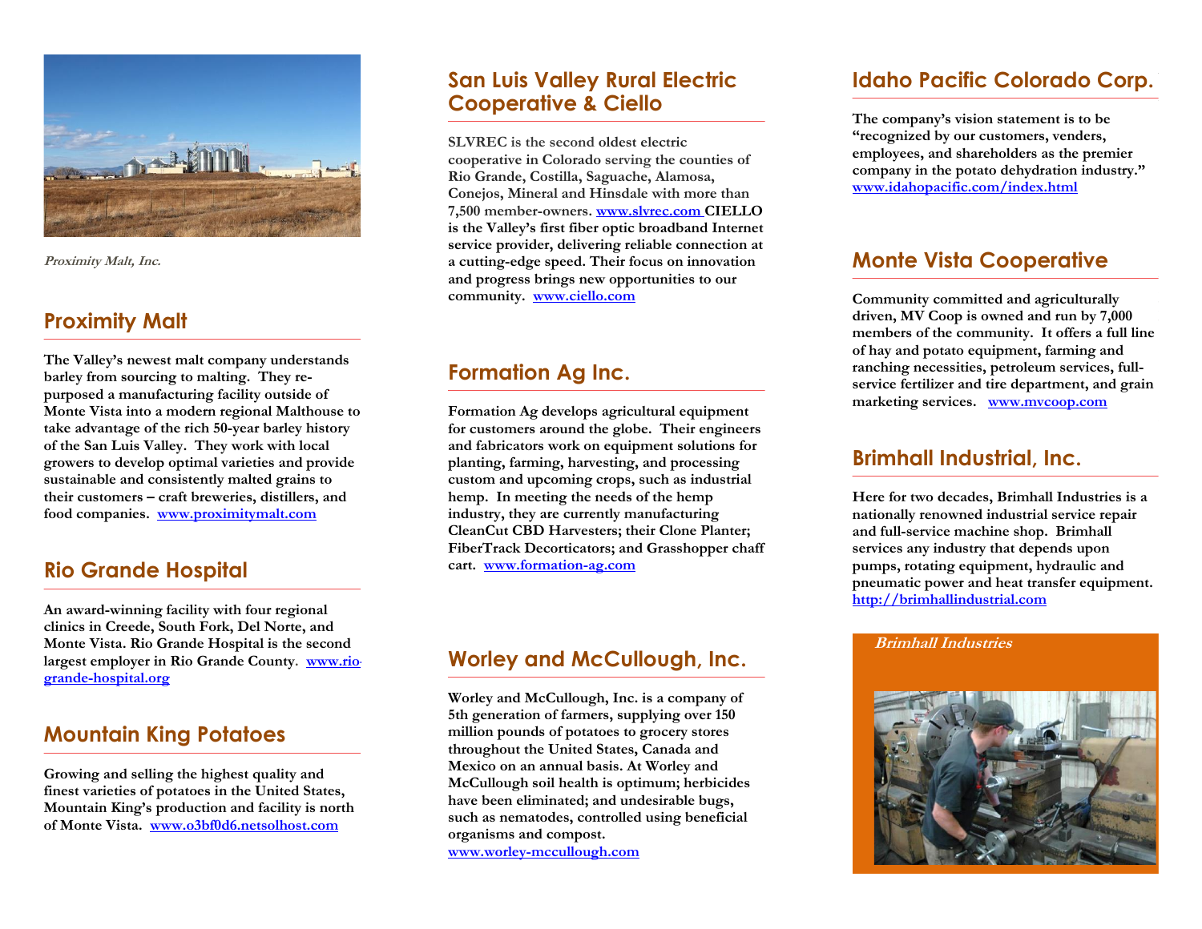*Proximity Malt, Inc.*

## Proximity Malt

The Valley's newest malt company understands barley from sourcing to malting. They re-purposed a manufacturing facility outside of Monte Vista into a modern regional Malthouse to take advantage of the rich 50-year barley history of the San Luis Valley. They work with local growers to develop optimal varieties and provide sustainable and consistently malted grains to their customers – craft breweries, distillers, and food companies. www.proximitymalt.com

## Rio Grande Hospital

An award-winning facility with four regional clinics in Creede, South Fork, Del Norte, and Monte Vista. Rio Grande Hospital is the second largest employer in Rio Grande County. www.rio-grande-hospital.org

## Mountain King Potatoes

Growing and selling the highest quality and finest varieties of potatoes in the United States, Mountain King's production and facility is north of Monte Vista. www.o3bf0d6.netsolhost.com

## San Luis Valley Rural Electric Cooperative & Ciello

SLVREC is the second oldest electric cooperative in Colorado serving the counties of Rio Grande, Costilla, Saguache, Alamosa, Conejos, Mineral and Hinsdale with more than 7,500 member-owners. www.slvrec.com CIELLO is the Valley's first fiber optic broadband Internet service provider, delivering reliable connection at a cutting-edge speed. Their focus on innovation and progress brings new opportunities to our community. www.ciello.com

## Formation Ag Inc.

Formation Ag develops agricultural equipment for customers around the globe. Their engineers and fabricators work on equipment solutions for planting, farming, harvesting, and processing custom and upcoming crops, such as industrial hemp. In meeting the needs of the hemp industry, they are currently manufacturing CleanCut CBD Harvesters; their Clone Planter; FiberTrack Decorticators; and Grasshopper chaff cart. www.formation-ag.com

## Worley and McCullough, Inc.

Worley and McCullough, Inc. is a company of 5th generation of farmers, supplying over 150 million pounds of potatoes to grocery stores throughout the United States, Canada and Mexico on an annual basis. At Worley and McCullough soil health is optimum; herbicides have been eliminated; and undesirable bugs, such as nematodes, controlled using beneficial organisms and compost. www.worley-mccullough.com

## Idaho Pacific Colorado Corp.

The company's vision statement is to be "recognized by our customers, venders, employees, and shareholders as the premier company in the potato dehydration industry." www.idahopacific.com/index.html

## Monte Vista Cooperative

Community committed and agriculturally driven, MV Coop is owned and run by 7,000 members of the community. It offers a full line of hay and potato equipment, farming and ranching necessities, petroleum services, full-service fertilizer and tire department, and grain marketing services. www.mvcoop.com

## Brimhall Industrial, Inc.

Here for two decades, Brimhall Industries is a nationally renowned industrial service repair and full-service machine shop. Brimhall services any industry that depends upon pumps, rotating equipment, hydraulic and pneumatic power and heat transfer equipment. http://brimhallindustrial.com

*Brimhall Industries*